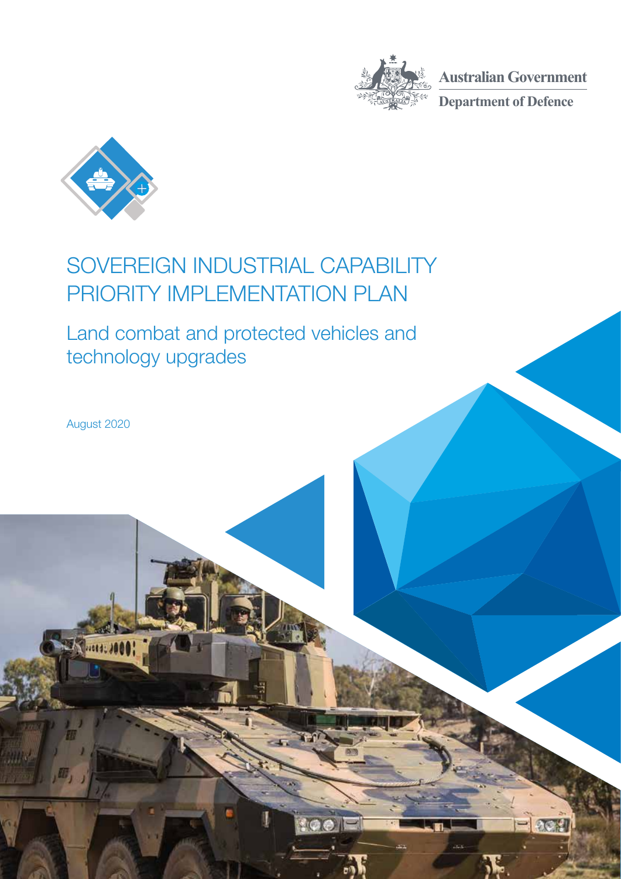Australian Government

Department of Defence

# SOVEREIGN INDUSTRIAL CAPABILITY PRIORITY IMPLEMENTATION PLAN

## Land combat and protected vehicles and technology upgrades

August 2020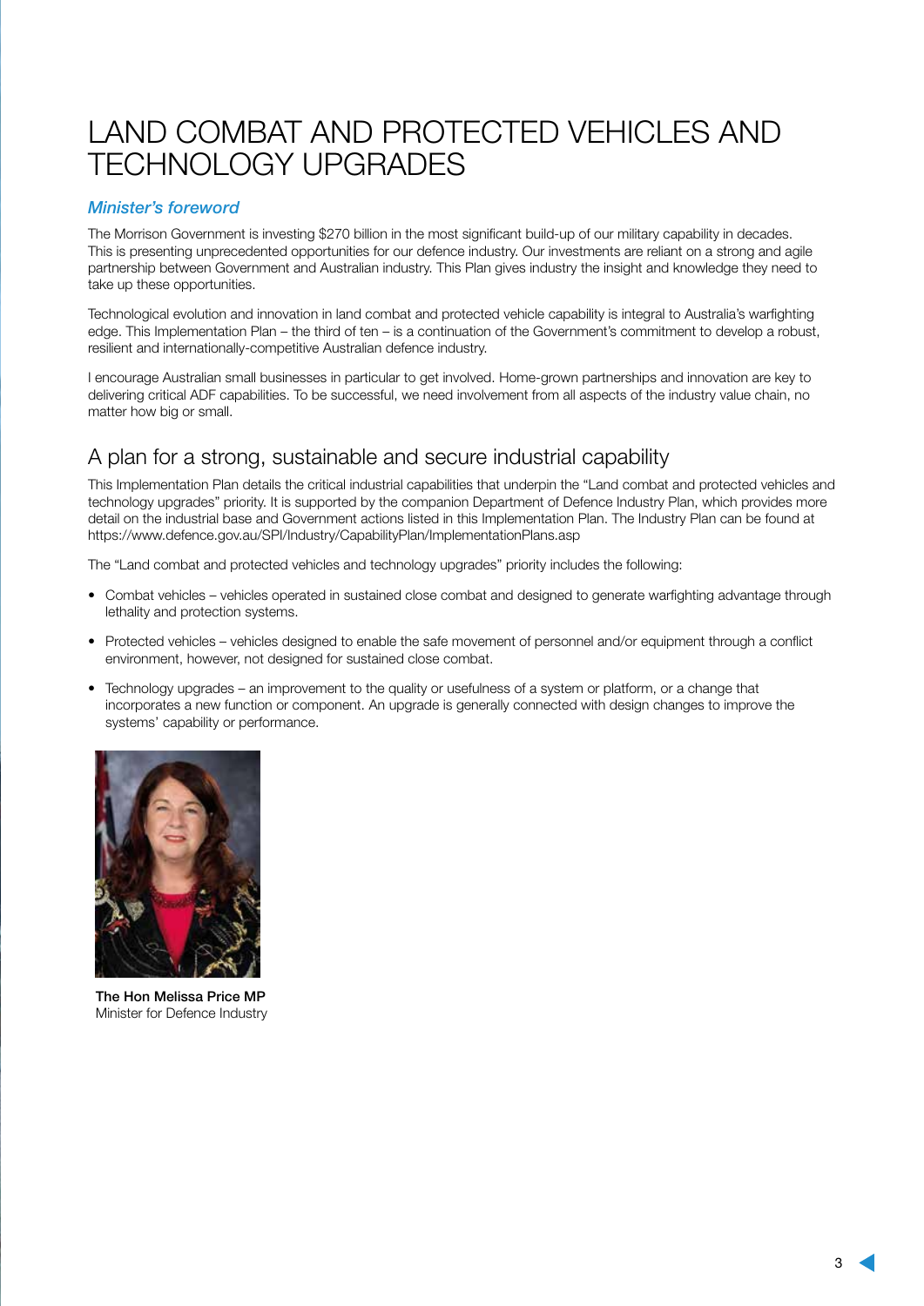# LAND COMBAT AND PROTECTED VEHICLES AND TECHNOLOGY UPGRADES

### *Minister's foreword*

The Morrison Government is investing $270 billion in the most significant build-up of our military capability in decades. This is presenting unprecedented opportunities for our defence industry. Our investments are reliant on a strong and agile partnership between Government and Australian industry. This Plan gives industry the insight and knowledge they need to take up these opportunities.

Technological evolution and innovation in land combat and protected vehicle capability is integral to Australia's warfighting edge. This Implementation Plan – the third of ten – is a continuation of the Government's commitment to develop a robust, resilient and internationally-competitive Australian defence industry.

I encourage Australian small businesses in particular to get involved. Home-grown partnerships and innovation are key to delivering critical ADF capabilities. To be successful, we need involvement from all aspects of the industry value chain, no matter how big or small.

## A plan for a strong, sustainable and secure industrial capability

This Implementation Plan details the critical industrial capabilities that underpin the "Land combat and protected vehicles and technology upgrades" priority. It is supported by the companion Department of Defence Industry Plan, which provides more detail on the industrial base and Government actions listed in this Implementation Plan. The Industry Plan can be found at https://www.defence.gov.au/SPI/Industry/CapabilityPlan/ImplementationPlans.asp

The "Land combat and protected vehicles and technology upgrades" priority includes the following:

- Combat vehicles – vehicles operated in sustained close combat and designed to generate warfighting advantage through lethality and protection systems.
- Protected vehicles – vehicles designed to enable the safe movement of personnel and/or equipment through a conflict environment, however, not designed for sustained close combat.
- Technology upgrades – an improvement to the quality or usefulness of a system or platform, or a change that incorporates a new function or component. An upgrade is generally connected with design changes to improve the systems' capability or performance.

**The Hon Melissa Price MP**
Minister for Defence Industry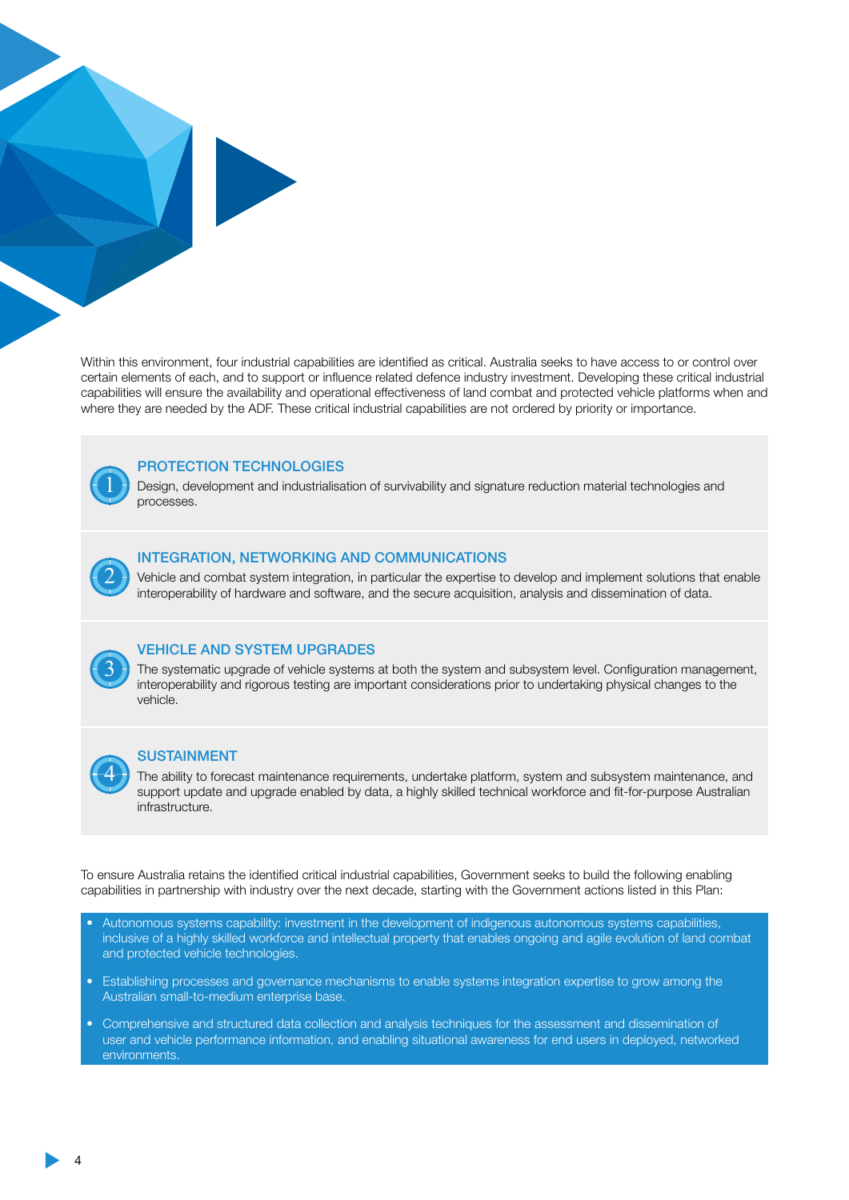Within this environment, four industrial capabilities are identified as critical. Australia seeks to have access to or control over certain elements of each, and to support or influence related defence industry investment. Developing these critical industrial capabilities will ensure the availability and operational effectiveness of land combat and protected vehicle platforms when and where they are needed by the ADF. These critical industrial capabilities are not ordered by priority or importance.

### 1 PROTECTION TECHNOLOGIES

Design, development and industrialisation of survivability and signature reduction material technologies and processes.

### 2 INTEGRATION, NETWORKING AND COMMUNICATIONS

Vehicle and combat system integration, in particular the expertise to develop and implement solutions that enable interoperability of hardware and software, and the secure acquisition, analysis and dissemination of data.

### 3 VEHICLE AND SYSTEM UPGRADES

The systematic upgrade of vehicle systems at both the system and subsystem level. Configuration management, interoperability and rigorous testing are important considerations prior to undertaking physical changes to the vehicle.

### 4 SUSTAINMENT

The ability to forecast maintenance requirements, undertake platform, system and subsystem maintenance, and support update and upgrade enabled by data, a highly skilled technical workforce and fit-for-purpose Australian infrastructure.

To ensure Australia retains the identified critical industrial capabilities, Government seeks to build the following enabling capabilities in partnership with industry over the next decade, starting with the Government actions listed in this Plan:

- Autonomous systems capability: investment in the development of indigenous autonomous systems capabilities, inclusive of a highly skilled workforce and intellectual property that enables ongoing and agile evolution of land combat and protected vehicle technologies.
- Establishing processes and governance mechanisms to enable systems integration expertise to grow among the Australian small-to-medium enterprise base.
- Comprehensive and structured data collection and analysis techniques for the assessment and dissemination of user and vehicle performance information, and enabling situational awareness for end users in deployed, networked environments.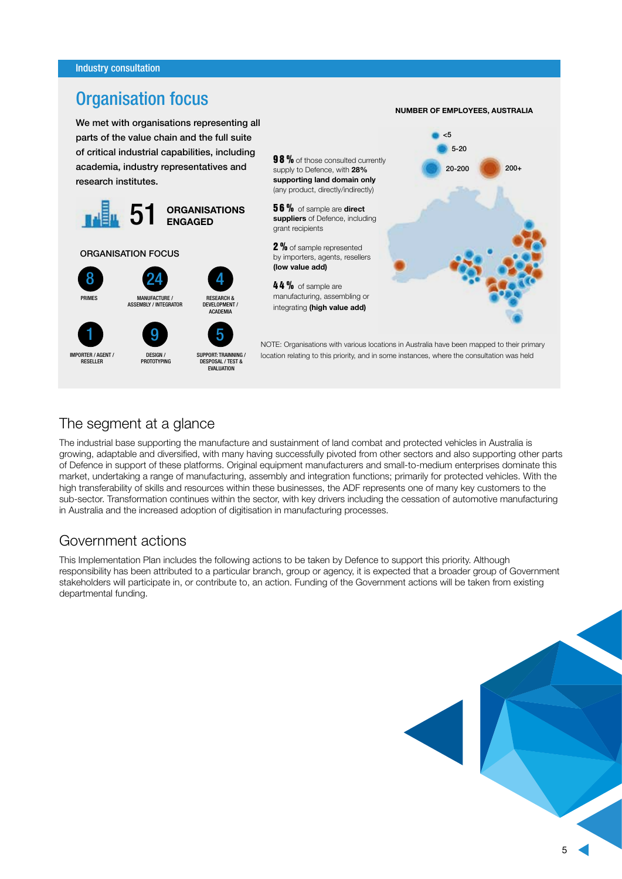Industry consultation

# Organisation focus

We met with organisations representing all parts of the value chain and the full suite of critical industrial capabilities, including academia, industry representatives and research institutes.

**51 ORGANISATIONS ENGAGED**

ORGANISATION FOCUS

| | |
|---|---|
| 8 | PRIMES |
| 24 | MANUFACTURE / ASSEMBLY / INTEGRATOR |
| 4 | RESEARCH & DEVELOPMENT / ACADEMIA |
| 1 | IMPORTER / AGENT / RESELLER |
| 9 | DESIGN / PROTOTYPING |
| 5 | SUPPORT: TRAINNING / DESPOSAL / TEST & EVALUATION |

**98%** of those consulted currently supply to Defence, with **28% supporting land domain only** (any product, directly/indirectly)

**56%** of sample are **direct suppliers** of Defence, including grant recipients

**2%** of sample represented by importers, agents, resellers **(low value add)**

**44%** of sample are manufacturing, assembling or integrating **(high value add)**

**NUMBER OF EMPLOYEES, AUSTRALIA**

<5

5-20

20-200

200+

NOTE: Organisations with various locations in Australia have been mapped to their primary location relating to this priority, and in some instances, where the consultation was held

## The segment at a glance

The industrial base supporting the manufacture and sustainment of land combat and protected vehicles in Australia is growing, adaptable and diversified, with many having successfully pivoted from other sectors and also supporting other parts of Defence in support of these platforms. Original equipment manufacturers and small-to-medium enterprises dominate this market, undertaking a range of manufacturing, assembly and integration functions; primarily for protected vehicles. With the high transferability of skills and resources within these businesses, the ADF represents one of many key customers to the sub-sector. Transformation continues within the sector, with key drivers including the cessation of automotive manufacturing in Australia and the increased adoption of digitisation in manufacturing processes.

## Government actions

This Implementation Plan includes the following actions to be taken by Defence to support this priority. Although responsibility has been attributed to a particular branch, group or agency, it is expected that a broader group of Government stakeholders will participate in, or contribute to, an action. Funding of the Government actions will be taken from existing departmental funding.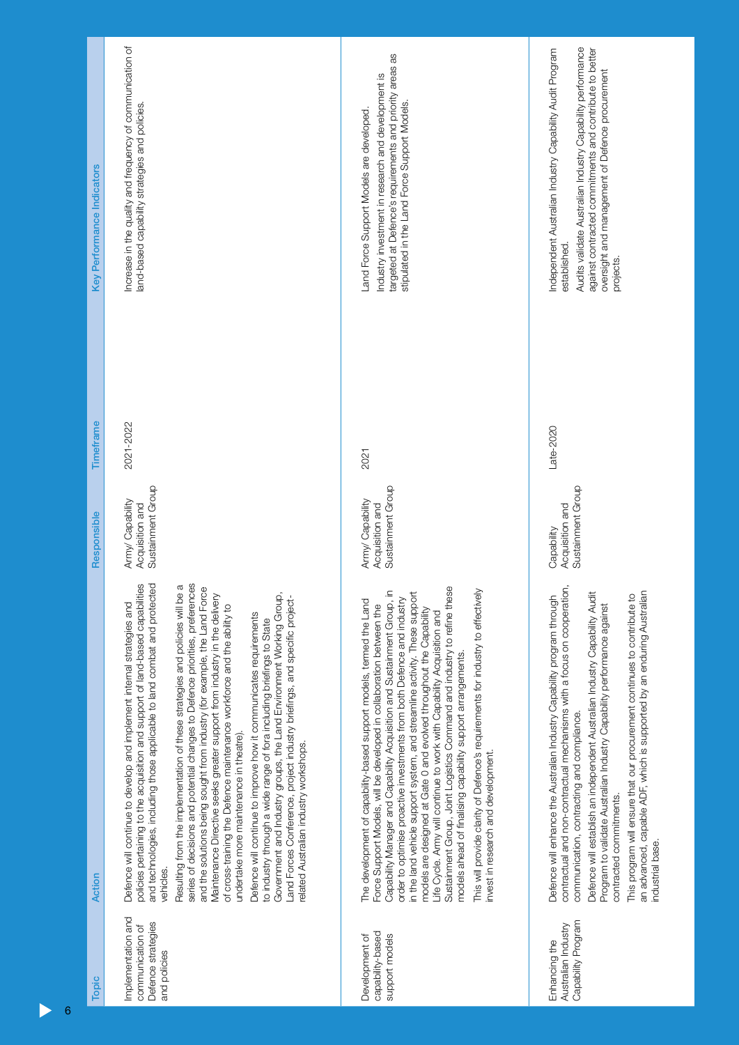| Topic | Action | Responsible | Timeframe | Key Performance Indicators |
| --- | --- | --- | --- | --- |
| Implementation and communication of Defence strategies and policies | Defence will continue to develop and implement internal strategies and policies pertaining to the acquisition and support of land-based capabilities and technologies, including those applicable to land combat and protected vehicles.<br><br>Resulting from the implementation of these strategies and policies will be a series of decisions and potential changes to Defence priorities, preferences and the solutions being sought from industry (for example, the Land Force Maintenance Directive seeks greater support from industry in the delivery of cross-training the Defence maintenance workforce and the ability to undertake more maintenance in theatre).<br><br>Defence will continue to improve how it communicates requirements to industry through a wide range of fora including briefings to State Government and Industry groups, the Land Environment Working Group, Land Forces Conference, project industry briefings, and specific project-related Australian industry workshops. | Army/ Capability Acquisition and Sustainment Group | 2021-2022 | Increase in the quality and frequency of communication of land-based capability strategies and policies. |
| Development of capability-based support models | The development of capability-based support models, termed the Land Force Support Models, will be developed in collaboration between the Capability Manager and Capability Acquisition and Sustainment Group, in order to optimise proactive investments from both Defence and industry in the land vehicle support system, and streamline activity. These support models are designed at Gate 0 and evolved throughout the Capability Life Cycle. Army will continue to work with Capability Acquisition and Sustainment Group, Joint Logistics Command and industry to refine these models ahead of finalising capability support arrangements.<br><br>This will provide clarity of Defence's requirements for industry to effectively invest in research and development. | Army/ Capability Acquisition and Sustainment Group | 2021 | Land Force Support Models are developed.<br><br>Industry investment in research and development is targeted at Defence's requirements and priority areas as stipulated in the Land Force Support Models. |
| Enhancing the Australian Industry Capability Program | Defence will enhance the Australian Industry Capability program through contractual and non-contractual mechanisms with a focus on cooperation, communication, contracting and compliance.<br><br>Defence will establish an independent Australian Industry Capability Audit Program to validate Australian Industry Capability performance against contracted commitments.<br><br>This program will ensure that our procurement continues to contribute to an advanced, capable ADF, which is supported by an enduring Australian industrial base. | Capability Acquisition and Sustainment Group | Late-2020 | Independent Australian Industry Capability Audit Program established.<br><br>Audits validate Australian Industry Capability performance against contracted commitments and contribute to better oversight and management of Defence procurement projects. |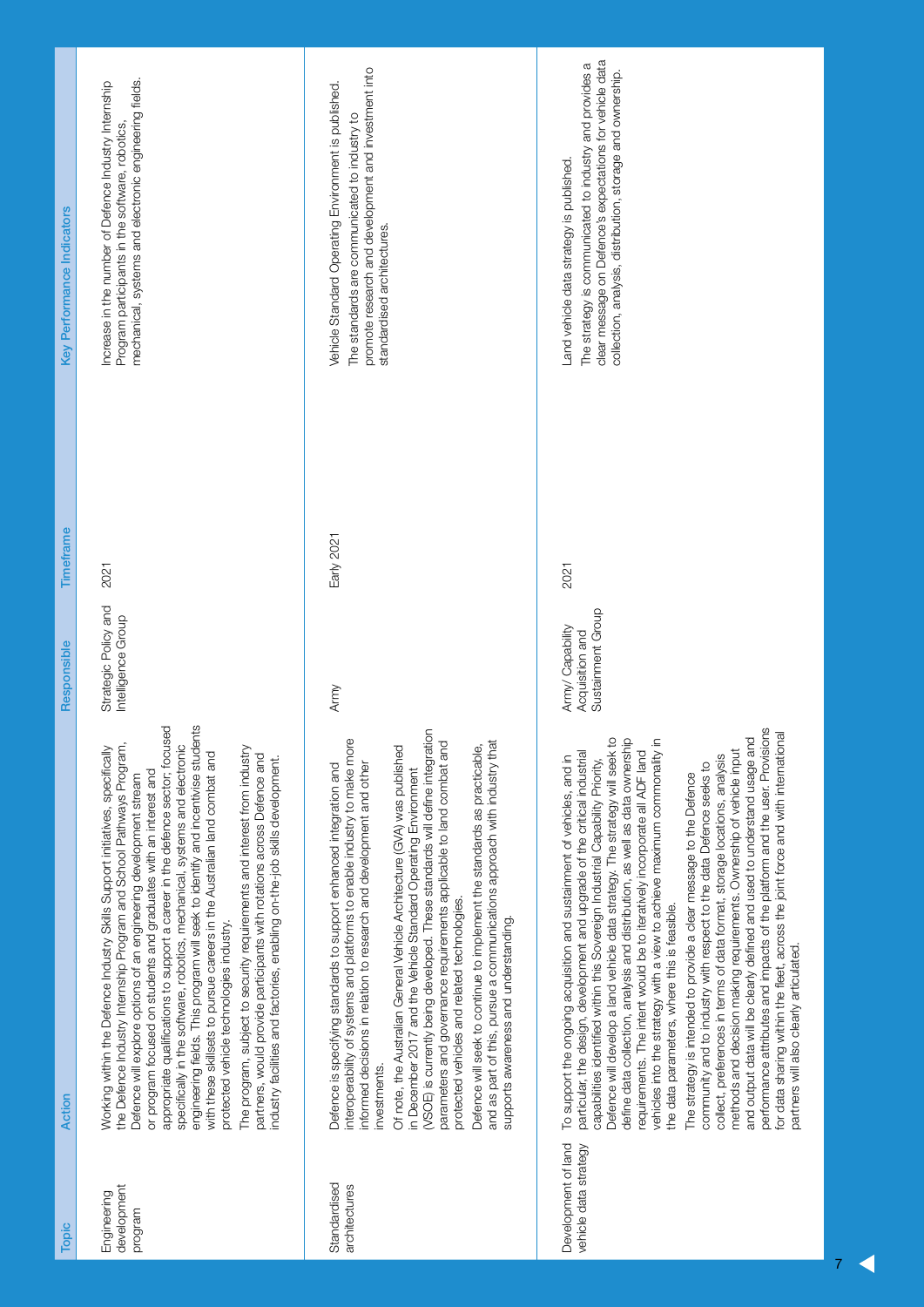| Topic | Action | Responsible | Timeframe | Key Performance Indicators |
|---|---|---|---|---|
| Engineering development program | Working within the Defence Industry Skills Support initiatives, specifically the Defence Industry Internship Program and School Pathways Program, Defence will explore options of an engineering development stream or program focused on students and graduates with an interest and appropriate qualifications to support a career in the defence sector; focused specifically in the software, robotics, mechanical, systems and electronic engineering fields. This program will seek to identify and incentivise students with these skillsets to pursue careers in the Australian land combat and protected vehicle technologies industry.<br><br>The program, subject to security requirements and interest from industry partners, would provide participants with rotations across Defence and industry facilities and factories, enabling on-the-job skills development. | Strategic Policy and Intelligence Group | 2021 | Increase in the number of Defence Industry Internship Program participants in the software, robotics, mechanical, systems and electronic engineering fields. |
| Standardised architectures | Defence is specifying standards to support enhanced integration and interoperability of systems and platforms to enable industry to make more informed decisions in relation to research and development and other investments.<br><br>Of note, the Australian General Vehicle Architecture (GVA) was published in December 2017 and the Vehicle Standard Operating Environment (VSOE) is currently being developed. These standards will define integration parameters and governance requirements applicable to land combat and protected vehicles and related technologies.<br><br>Defence will seek to continue to implement the standards as practicable, and as part of this, pursue a communications approach with industry that supports awareness and understanding. | Army | Early 2021 | Vehicle Standard Operating Environment is published.<br><br>The standards are communicated to industry to promote research and development and investment into standardised architectures. |
| Development of land vehicle data strategy | To support the ongoing acquisition and sustainment of vehicles, and in particular, the design, development and upgrade of the critical industrial capabilities identified within this Sovereign Industrial Capability Priority, Defence will develop a land vehicle data strategy. The strategy will seek to define data collection, analysis and distribution, as well as data ownership requirements. The intent would be to iteratively incorporate all ADF land vehicles into the strategy with a view to achieve maximum commonality in the data parameters, where this is feasible.<br><br>The strategy is intended to provide a clear message to the Defence community and to industry with respect to the data Defence seeks to collect, preferences in terms of data format, storage locations, analysis methods and decision making requirements. Ownership of vehicle input and output data will be clearly defined and used to understand usage and performance attributes and impacts of the platform and the user. Provisions for data sharing within the fleet, across the joint force and with international partners will also clearly articulated. | Army/ Capability Acquisition and Sustainment Group | 2021 | Land vehicle data strategy is published.<br><br>The strategy is communicated to industry and provides a clear message on Defence's expectations for vehicle data collection, analysis, distribution, storage and ownership. |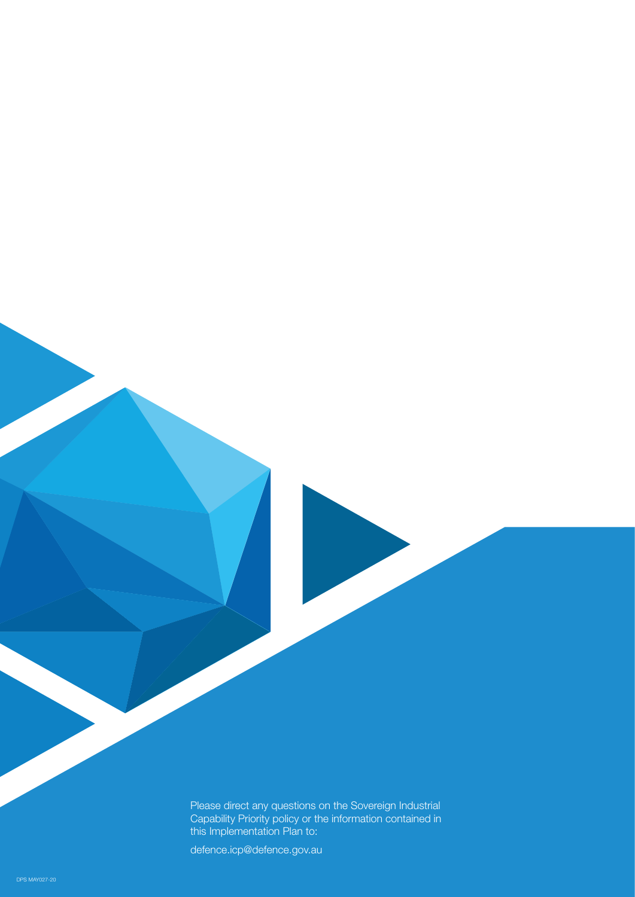Please direct any questions on the Sovereign Industrial Capability Priority policy or the information contained in this Implementation Plan to:

defence.icp@defence.gov.au

DPS MAY027-20